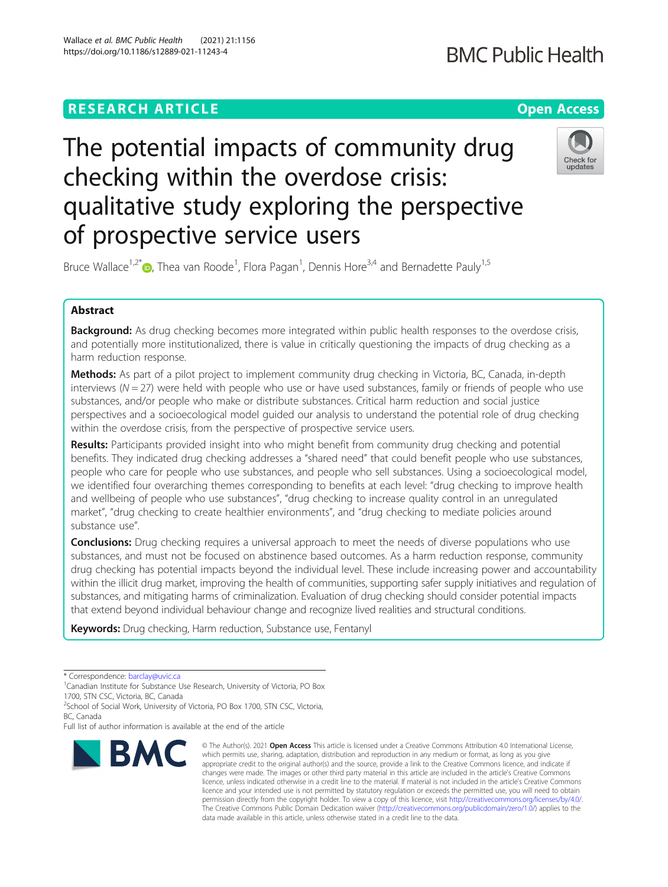RESEARCH ARTICLE

Open Access

# The potential impacts of community drug checking within the overdose crisis: qualitative study exploring the perspective of prospective service users

Bruce Wallace[1,2*], Thea van Roode[1], Flora Pagan[1], Dennis Hore[3,4] and Bernadette Pauly[1,5]

## Abstract

**Background:** As drug checking becomes more integrated within public health responses to the overdose crisis, and potentially more institutionalized, there is value in critically questioning the impacts of drug checking as a harm reduction response.

**Methods:** As part of a pilot project to implement community drug checking in Victoria, BC, Canada, in-depth interviews ($N = 27$) were held with people who use or have used substances, family or friends of people who use substances, and/or people who make or distribute substances. Critical harm reduction and social justice perspectives and a socioecological model guided our analysis to understand the potential role of drug checking within the overdose crisis, from the perspective of prospective service users.

**Results:** Participants provided insight into who might benefit from community drug checking and potential benefits. They indicated drug checking addresses a "shared need" that could benefit people who use substances, people who care for people who use substances, and people who sell substances. Using a socioecological model, we identified four overarching themes corresponding to benefits at each level: "drug checking to improve health and wellbeing of people who use substances", "drug checking to increase quality control in an unregulated market", "drug checking to create healthier environments", and "drug checking to mediate policies around substance use".

**Conclusions:** Drug checking requires a universal approach to meet the needs of diverse populations who use substances, and must not be focused on abstinence based outcomes. As a harm reduction response, community drug checking has potential impacts beyond the individual level. These include increasing power and accountability within the illicit drug market, improving the health of communities, supporting safer supply initiatives and regulation of substances, and mitigating harms of criminalization. Evaluation of drug checking should consider potential impacts that extend beyond individual behaviour change and recognize lived realities and structural conditions.

**Keywords:** Drug checking, Harm reduction, Substance use, Fentanyl

\* Correspondence: barclay@uvic.ca
[1]Canadian Institute for Substance Use Research, University of Victoria, PO Box 1700, STN CSC, Victoria, BC, Canada
[2]School of Social Work, University of Victoria, PO Box 1700, STN CSC, Victoria, BC, Canada
Full list of author information is available at the end of the article

© The Author(s). 2021 **Open Access** This article is licensed under a Creative Commons Attribution 4.0 International License, which permits use, sharing, adaptation, distribution and reproduction in any medium or format, as long as you give appropriate credit to the original author(s) and the source, provide a link to the Creative Commons licence, and indicate if changes were made. The images or other third party material in this article are included in the article's Creative Commons licence, unless indicated otherwise in a credit line to the material. If material is not included in the article's Creative Commons licence and your intended use is not permitted by statutory regulation or exceeds the permitted use, you will need to obtain permission directly from the copyright holder. To view a copy of this licence, visit http://creativecommons.org/licenses/by/4.0/. The Creative Commons Public Domain Dedication waiver (http://creativecommons.org/publicdomain/zero/1.0/) applies to the data made available in this article, unless otherwise stated in a credit line to the data.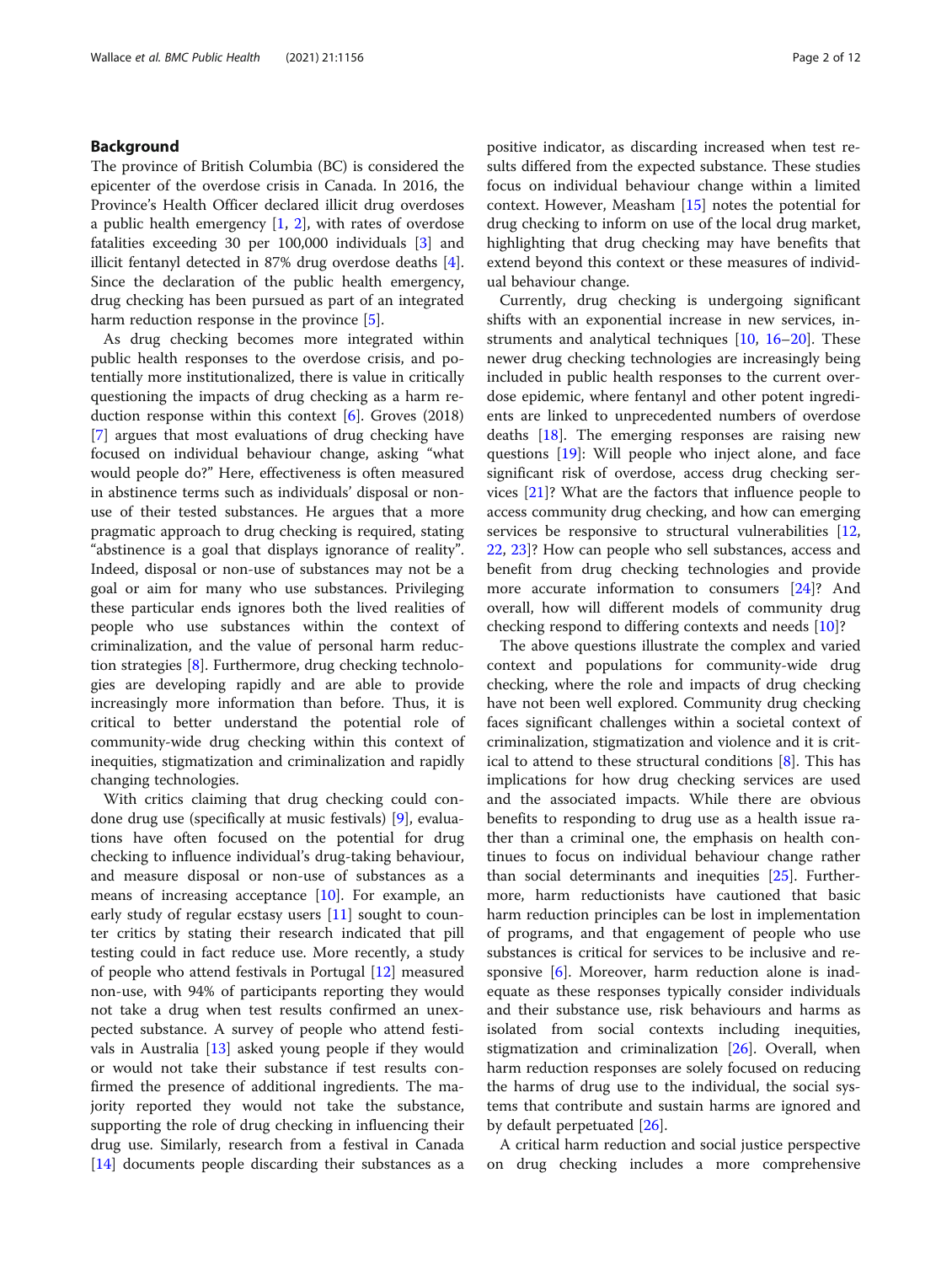## Background

The province of British Columbia (BC) is considered the epicenter of the overdose crisis in Canada. In 2016, the Province's Health Officer declared illicit drug overdoses a public health emergency [1, 2], with rates of overdose fatalities exceeding 30 per 100,000 individuals [3] and illicit fentanyl detected in 87% drug overdose deaths [4]. Since the declaration of the public health emergency, drug checking has been pursued as part of an integrated harm reduction response in the province [5].

As drug checking becomes more integrated within public health responses to the overdose crisis, and potentially more institutionalized, there is value in critically questioning the impacts of drug checking as a harm reduction response within this context [6]. Groves (2018) [7] argues that most evaluations of drug checking have focused on individual behaviour change, asking "what would people do?" Here, effectiveness is often measured in abstinence terms such as individuals' disposal or non-use of their tested substances. He argues that a more pragmatic approach to drug checking is required, stating "abstinence is a goal that displays ignorance of reality". Indeed, disposal or non-use of substances may not be a goal or aim for many who use substances. Privileging these particular ends ignores both the lived realities of people who use substances within the context of criminalization, and the value of personal harm reduction strategies [8]. Furthermore, drug checking technologies are developing rapidly and are able to provide increasingly more information than before. Thus, it is critical to better understand the potential role of community-wide drug checking within this context of inequities, stigmatization and criminalization and rapidly changing technologies.

With critics claiming that drug checking could condone drug use (specifically at music festivals) [9], evaluations have often focused on the potential for drug checking to influence individual's drug-taking behaviour, and measure disposal or non-use of substances as a means of increasing acceptance [10]. For example, an early study of regular ecstasy users [11] sought to counter critics by stating their research indicated that pill testing could in fact reduce use. More recently, a study of people who attend festivals in Portugal [12] measured non-use, with 94% of participants reporting they would not take a drug when test results confirmed an unexpected substance. A survey of people who attend festivals in Australia [13] asked young people if they would or would not take their substance if test results confirmed the presence of additional ingredients. The majority reported they would not take the substance, supporting the role of drug checking in influencing their drug use. Similarly, research from a festival in Canada [14] documents people discarding their substances as a positive indicator, as discarding increased when test results differed from the expected substance. These studies focus on individual behaviour change within a limited context. However, Measham [15] notes the potential for drug checking to inform on use of the local drug market, highlighting that drug checking may have benefits that extend beyond this context or these measures of individual behaviour change.

Currently, drug checking is undergoing significant shifts with an exponential increase in new services, instruments and analytical techniques [10, 16–20]. These newer drug checking technologies are increasingly being included in public health responses to the current overdose epidemic, where fentanyl and other potent ingredients are linked to unprecedented numbers of overdose deaths [18]. The emerging responses are raising new questions [19]: Will people who inject alone, and face significant risk of overdose, access drug checking services [21]? What are the factors that influence people to access community drug checking, and how can emerging services be responsive to structural vulnerabilities [12, 22, 23]? How can people who sell substances, access and benefit from drug checking technologies and provide more accurate information to consumers [24]? And overall, how will different models of community drug checking respond to differing contexts and needs [10]?

The above questions illustrate the complex and varied context and populations for community-wide drug checking, where the role and impacts of drug checking have not been well explored. Community drug checking faces significant challenges within a societal context of criminalization, stigmatization and violence and it is critical to attend to these structural conditions [8]. This has implications for how drug checking services are used and the associated impacts. While there are obvious benefits to responding to drug use as a health issue rather than a criminal one, the emphasis on health continues to focus on individual behaviour change rather than social determinants and inequities [25]. Furthermore, harm reductionists have cautioned that basic harm reduction principles can be lost in implementation of programs, and that engagement of people who use substances is critical for services to be inclusive and responsive [6]. Moreover, harm reduction alone is inadequate as these responses typically consider individuals and their substance use, risk behaviours and harms as isolated from social contexts including inequities, stigmatization and criminalization [26]. Overall, when harm reduction responses are solely focused on reducing the harms of drug use to the individual, the social systems that contribute and sustain harms are ignored and by default perpetuated [26].

A critical harm reduction and social justice perspective on drug checking includes a more comprehensive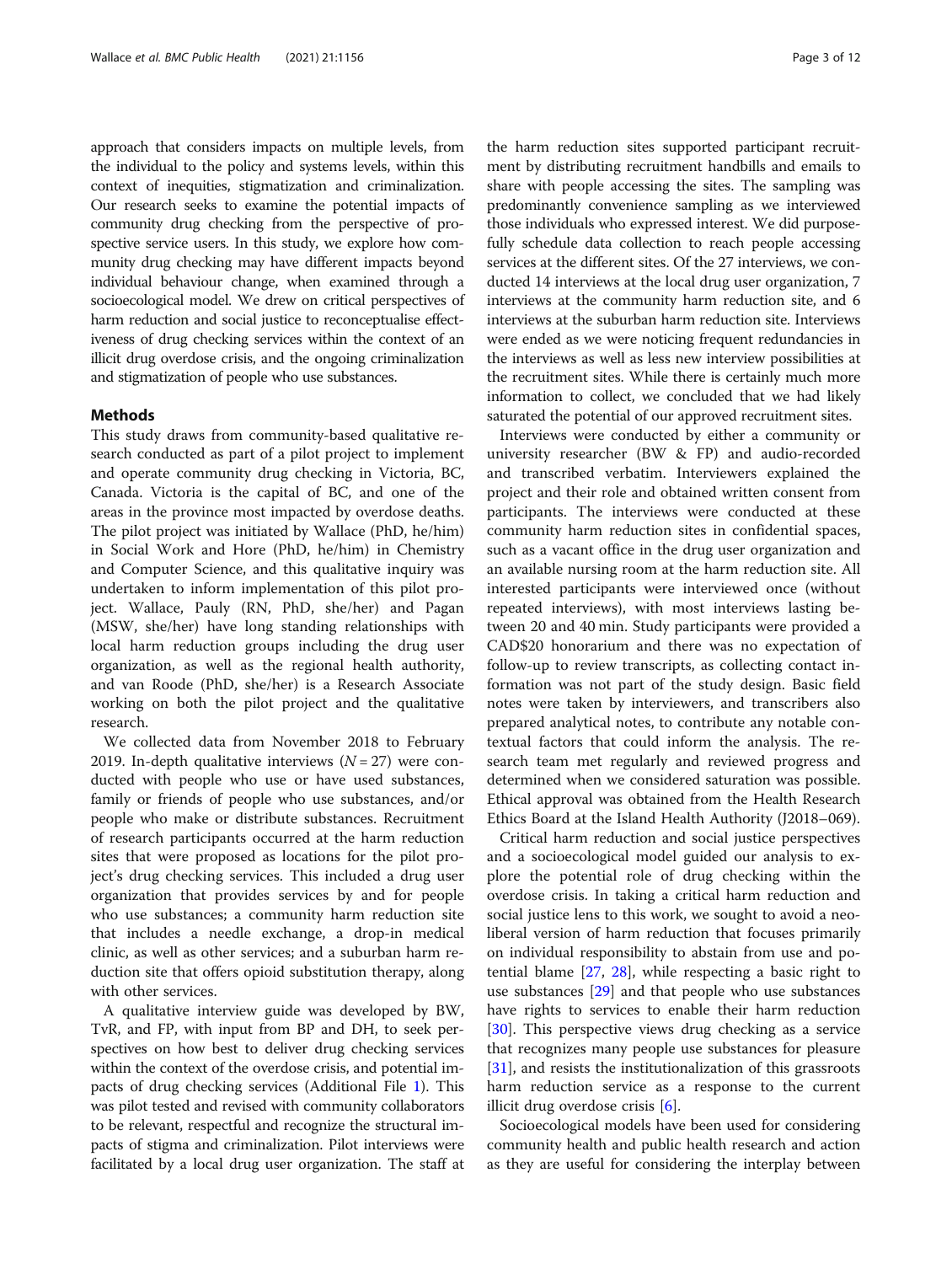approach that considers impacts on multiple levels, from the individual to the policy and systems levels, within this context of inequities, stigmatization and criminalization. Our research seeks to examine the potential impacts of community drug checking from the perspective of prospective service users. In this study, we explore how community drug checking may have different impacts beyond individual behaviour change, when examined through a socioecological model. We drew on critical perspectives of harm reduction and social justice to reconceptualise effectiveness of drug checking services within the context of an illicit drug overdose crisis, and the ongoing criminalization and stigmatization of people who use substances.

## Methods

This study draws from community-based qualitative research conducted as part of a pilot project to implement and operate community drug checking in Victoria, BC, Canada. Victoria is the capital of BC, and one of the areas in the province most impacted by overdose deaths. The pilot project was initiated by Wallace (PhD, he/him) in Social Work and Hore (PhD, he/him) in Chemistry and Computer Science, and this qualitative inquiry was undertaken to inform implementation of this pilot project. Wallace, Pauly (RN, PhD, she/her) and Pagan (MSW, she/her) have long standing relationships with local harm reduction groups including the drug user organization, as well as the regional health authority, and van Roode (PhD, she/her) is a Research Associate working on both the pilot project and the qualitative research.

We collected data from November 2018 to February 2019. In-depth qualitative interviews ($N = 27$) were conducted with people who use or have used substances, family or friends of people who use substances, and/or people who make or distribute substances. Recruitment of research participants occurred at the harm reduction sites that were proposed as locations for the pilot project's drug checking services. This included a drug user organization that provides services by and for people who use substances; a community harm reduction site that includes a needle exchange, a drop-in medical clinic, as well as other services; and a suburban harm reduction site that offers opioid substitution therapy, along with other services.

A qualitative interview guide was developed by BW, TvR, and FP, with input from BP and DH, to seek perspectives on how best to deliver drug checking services within the context of the overdose crisis, and potential impacts of drug checking services (Additional File 1). This was pilot tested and revised with community collaborators to be relevant, respectful and recognize the structural impacts of stigma and criminalization. Pilot interviews were facilitated by a local drug user organization. The staff at the harm reduction sites supported participant recruitment by distributing recruitment handbills and emails to share with people accessing the sites. The sampling was predominantly convenience sampling as we interviewed those individuals who expressed interest. We did purposefully schedule data collection to reach people accessing services at the different sites. Of the 27 interviews, we conducted 14 interviews at the local drug user organization, 7 interviews at the community harm reduction site, and 6 interviews at the suburban harm reduction site. Interviews were ended as we were noticing frequent redundancies in the interviews as well as less new interview possibilities at the recruitment sites. While there is certainly much more information to collect, we concluded that we had likely saturated the potential of our approved recruitment sites.

Interviews were conducted by either a community or university researcher (BW & FP) and audio-recorded and transcribed verbatim. Interviewers explained the project and their role and obtained written consent from participants. The interviews were conducted at these community harm reduction sites in confidential spaces, such as a vacant office in the drug user organization and an available nursing room at the harm reduction site. All interested participants were interviewed once (without repeated interviews), with most interviews lasting between 20 and 40 min. Study participants were provided a CAD$20 honorarium and there was no expectation of follow-up to review transcripts, as collecting contact information was not part of the study design. Basic field notes were taken by interviewers, and transcribers also prepared analytical notes, to contribute any notable contextual factors that could inform the analysis. The research team met regularly and reviewed progress and determined when we considered saturation was possible. Ethical approval was obtained from the Health Research Ethics Board at the Island Health Authority (J2018–069).

Critical harm reduction and social justice perspectives and a socioecological model guided our analysis to explore the potential role of drug checking within the overdose crisis. In taking a critical harm reduction and social justice lens to this work, we sought to avoid a neoliberal version of harm reduction that focuses primarily on individual responsibility to abstain from use and potential blame [27, 28], while respecting a basic right to use substances [29] and that people who use substances have rights to services to enable their harm reduction [30]. This perspective views drug checking as a service that recognizes many people use substances for pleasure [31], and resists the institutionalization of this grassroots harm reduction service as a response to the current illicit drug overdose crisis [6].

Socioecological models have been used for considering community health and public health research and action as they are useful for considering the interplay between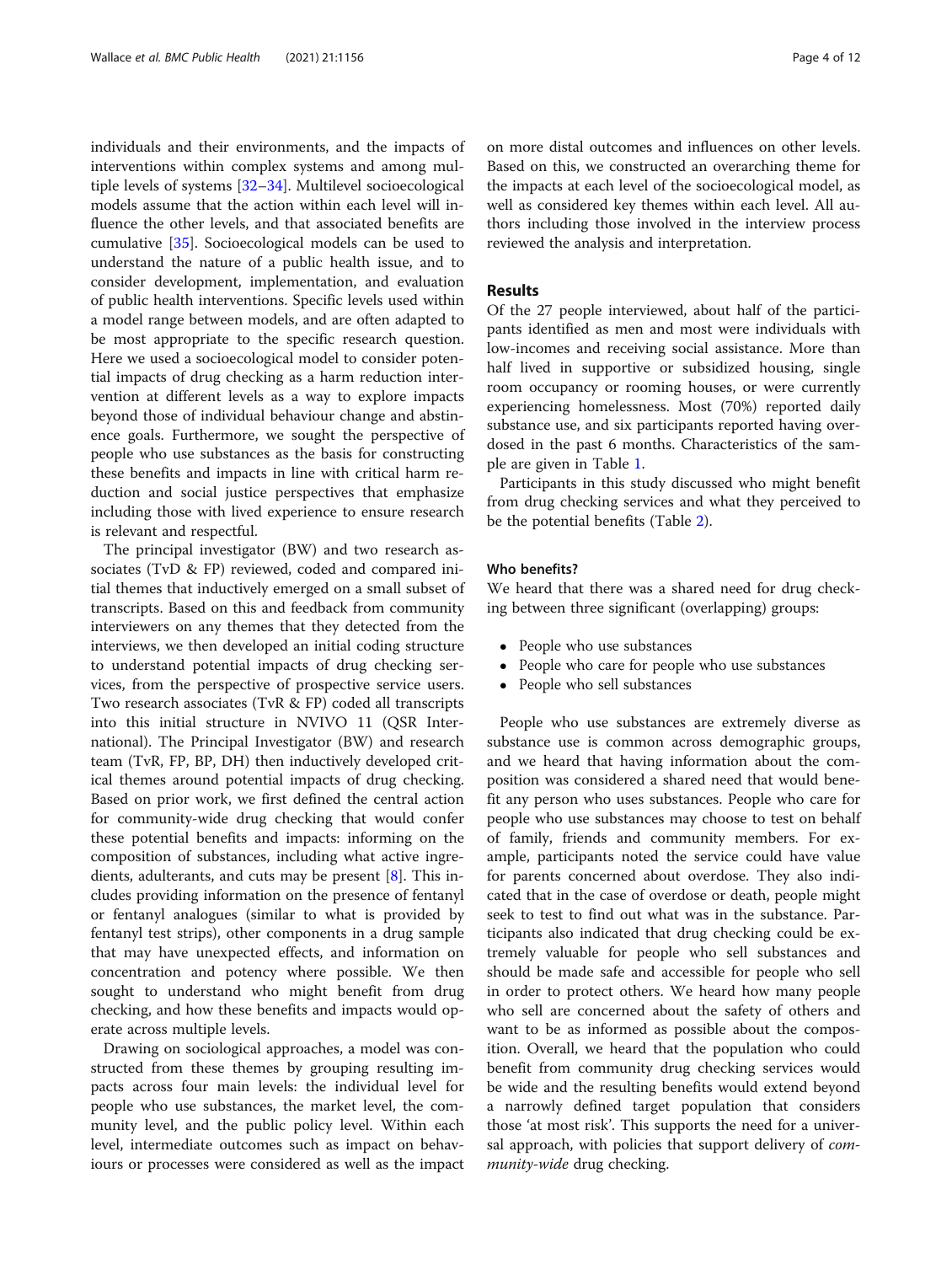individuals and their environments, and the impacts of interventions within complex systems and among multiple levels of systems [32–34]. Multilevel socioecological models assume that the action within each level will influence the other levels, and that associated benefits are cumulative [35]. Socioecological models can be used to understand the nature of a public health issue, and to consider development, implementation, and evaluation of public health interventions. Specific levels used within a model range between models, and are often adapted to be most appropriate to the specific research question. Here we used a socioecological model to consider potential impacts of drug checking as a harm reduction intervention at different levels as a way to explore impacts beyond those of individual behaviour change and abstinence goals. Furthermore, we sought the perspective of people who use substances as the basis for constructing these benefits and impacts in line with critical harm reduction and social justice perspectives that emphasize including those with lived experience to ensure research is relevant and respectful.

The principal investigator (BW) and two research associates (TvD & FP) reviewed, coded and compared initial themes that inductively emerged on a small subset of transcripts. Based on this and feedback from community interviewers on any themes that they detected from the interviews, we then developed an initial coding structure to understand potential impacts of drug checking services, from the perspective of prospective service users. Two research associates (TvR & FP) coded all transcripts into this initial structure in NVIVO 11 (QSR International). The Principal Investigator (BW) and research team (TvR, FP, BP, DH) then inductively developed critical themes around potential impacts of drug checking. Based on prior work, we first defined the central action for community-wide drug checking that would confer these potential benefits and impacts: informing on the composition of substances, including what active ingredients, adulterants, and cuts may be present [8]. This includes providing information on the presence of fentanyl or fentanyl analogues (similar to what is provided by fentanyl test strips), other components in a drug sample that may have unexpected effects, and information on concentration and potency where possible. We then sought to understand who might benefit from drug checking, and how these benefits and impacts would operate across multiple levels.

Drawing on sociological approaches, a model was constructed from these themes by grouping resulting impacts across four main levels: the individual level for people who use substances, the market level, the community level, and the public policy level. Within each level, intermediate outcomes such as impact on behaviours or processes were considered as well as the impact on more distal outcomes and influences on other levels. Based on this, we constructed an overarching theme for the impacts at each level of the socioecological model, as well as considered key themes within each level. All authors including those involved in the interview process reviewed the analysis and interpretation.

## Results

Of the 27 people interviewed, about half of the participants identified as men and most were individuals with low-incomes and receiving social assistance. More than half lived in supportive or subsidized housing, single room occupancy or rooming houses, or were currently experiencing homelessness. Most (70%) reported daily substance use, and six participants reported having overdosed in the past 6 months. Characteristics of the sample are given in Table 1.

Participants in this study discussed who might benefit from drug checking services and what they perceived to be the potential benefits (Table 2).

### Who benefits?

We heard that there was a shared need for drug checking between three significant (overlapping) groups:

- People who use substances
- People who care for people who use substances
- People who sell substances

People who use substances are extremely diverse as substance use is common across demographic groups, and we heard that having information about the composition was considered a shared need that would benefit any person who uses substances. People who care for people who use substances may choose to test on behalf of family, friends and community members. For example, participants noted the service could have value for parents concerned about overdose. They also indicated that in the case of overdose or death, people might seek to test to find out what was in the substance. Participants also indicated that drug checking could be extremely valuable for people who sell substances and should be made safe and accessible for people who sell in order to protect others. We heard how many people who sell are concerned about the safety of others and want to be as informed as possible about the composition. Overall, we heard that the population who could benefit from community drug checking services would be wide and the resulting benefits would extend beyond a narrowly defined target population that considers those 'at most risk'. This supports the need for a universal approach, with policies that support delivery of *community-wide* drug checking.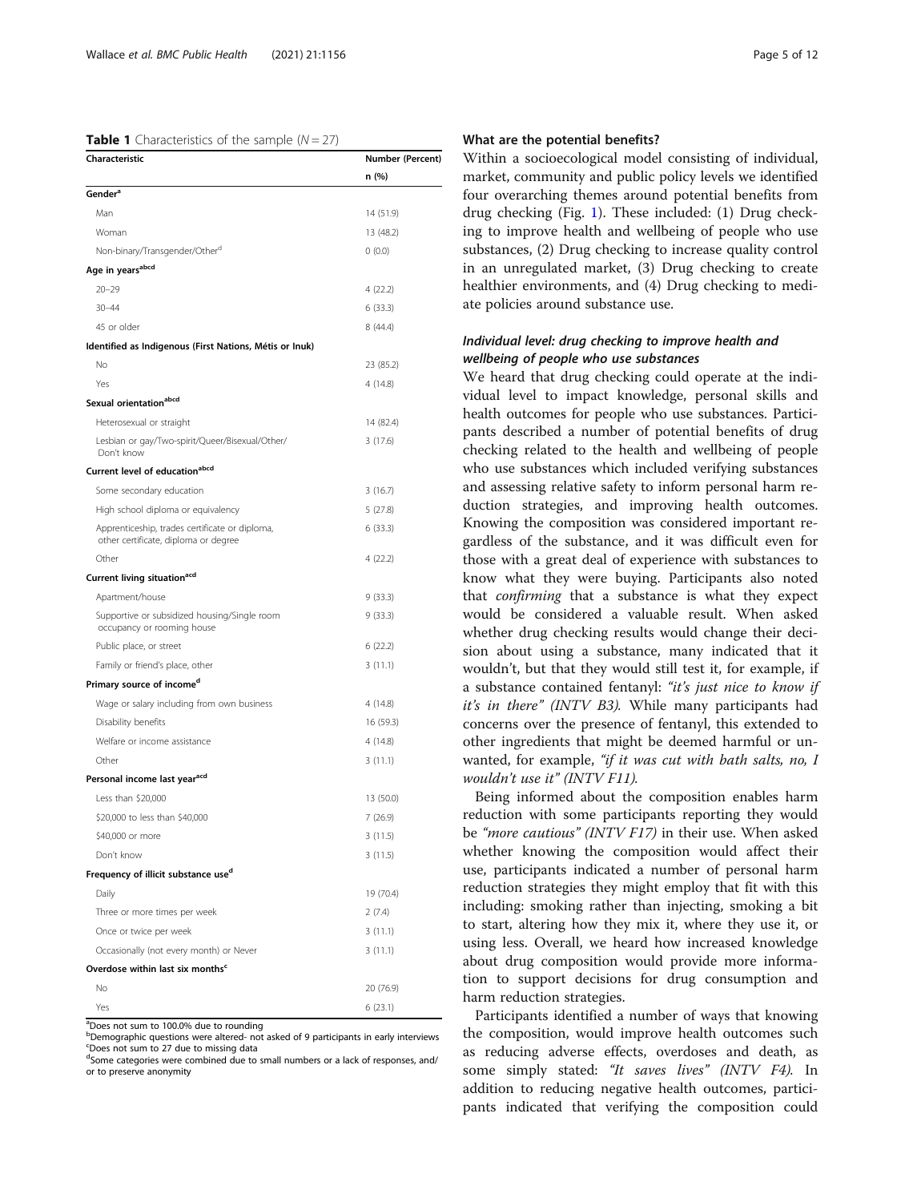**Table 1** Characteristics of the sample ($N = 27$)

| Characteristic | Number (Percent) n (%) |
|---|---|
| **Gender**[a] | |
| Man | 14 (51.9) |
| Woman | 13 (48.2) |
| Non-binary/Transgender/Other[d] | 0 (0.0) |
| **Age in years**[abcd] | |
| 20–29 | 4 (22.2) |
| 30–44 | 6 (33.3) |
| 45 or older | 8 (44.4) |
| **Identified as Indigenous (First Nations, Métis or Inuk)** | |
| No | 23 (85.2) |
| Yes | 4 (14.8) |
| **Sexual orientation**[abcd] | |
| Heterosexual or straight | 14 (82.4) |
| Lesbian or gay/Two-spirit/Queer/Bisexual/Other/ Don't know | 3 (17.6) |
| **Current level of education**[abcd] | |
| Some secondary education | 3 (16.7) |
| High school diploma or equivalency | 5 (27.8) |
| Apprenticeship, trades certificate or diploma, other certificate, diploma or degree | 6 (33.3) |
| Other | 4 (22.2) |
| **Current living situation**[acd] | |
| Apartment/house | 9 (33.3) |
| Supportive or subsidized housing/Single room occupancy or rooming house | 9 (33.3) |
| Public place, or street | 6 (22.2) |
| Family or friend's place, other | 3 (11.1) |
| **Primary source of income**[d] | |
| Wage or salary including from own business | 4 (14.8) |
| Disability benefits | 16 (59.3) |
| Welfare or income assistance | 4 (14.8) |
| Other | 3 (11.1) |
| **Personal income last year**[acd] | |
| Less than \$20,000 | 13 (50.0) |
| \$20,000 to less than \$40,000 | 7 (26.9) |
| \$40,000 or more | 3 (11.5) |
| Don't know | 3 (11.5) |
| **Frequency of illicit substance use**[d] | |
| Daily | 19 (70.4) |
| Three or more times per week | 2 (7.4) |
| Once or twice per week | 3 (11.1) |
| Occasionally (not every month) or Never | 3 (11.1) |
| **Overdose within last six months**[c] | |
| No | 20 (76.9) |
| Yes | 6 (23.1) |

[a]Does not sum to 100.0% due to rounding
[b]Demographic questions were altered- not asked of 9 participants in early interviews
[c]Does not sum to 27 due to missing data
[d]Some categories were combined due to small numbers or a lack of responses, and/or to preserve anonymity

### What are the potential benefits?

Within a socioecological model consisting of individual, market, community and public policy levels we identified four overarching themes around potential benefits from drug checking (Fig. 1). These included: (1) Drug checking to improve health and wellbeing of people who use substances, (2) Drug checking to increase quality control in an unregulated market, (3) Drug checking to create healthier environments, and (4) Drug checking to mediate policies around substance use.

#### *Individual level: drug checking to improve health and wellbeing of people who use substances*

We heard that drug checking could operate at the individual level to impact knowledge, personal skills and health outcomes for people who use substances. Participants described a number of potential benefits of drug checking related to the health and wellbeing of people who use substances which included verifying substances and assessing relative safety to inform personal harm reduction strategies, and improving health outcomes. Knowing the composition was considered important regardless of the substance, and it was difficult even for those with a great deal of experience with substances to know what they were buying. Participants also noted that *confirming* that a substance is what they expect would be considered a valuable result. When asked whether drug checking results would change their decision about using a substance, many indicated that it wouldn't, but that they would still test it, for example, if a substance contained fentanyl: *"it's just nice to know if it's in there" (INTV B3).* While many participants had concerns over the presence of fentanyl, this extended to other ingredients that might be deemed harmful or unwanted, for example, *"if it was cut with bath salts, no, I wouldn't use it" (INTV F11).*

Being informed about the composition enables harm reduction with some participants reporting they would be *"more cautious" (INTV F17)* in their use. When asked whether knowing the composition would affect their use, participants indicated a number of personal harm reduction strategies they might employ that fit with this including: smoking rather than injecting, smoking a bit to start, altering how they mix it, where they use it, or using less. Overall, we heard how increased knowledge about drug composition would provide more information to support decisions for drug consumption and harm reduction strategies.

Participants identified a number of ways that knowing the composition, would improve health outcomes such as reducing adverse effects, overdoses and death, as some simply stated: *"It saves lives" (INTV F4).* In addition to reducing negative health outcomes, participants indicated that verifying the composition could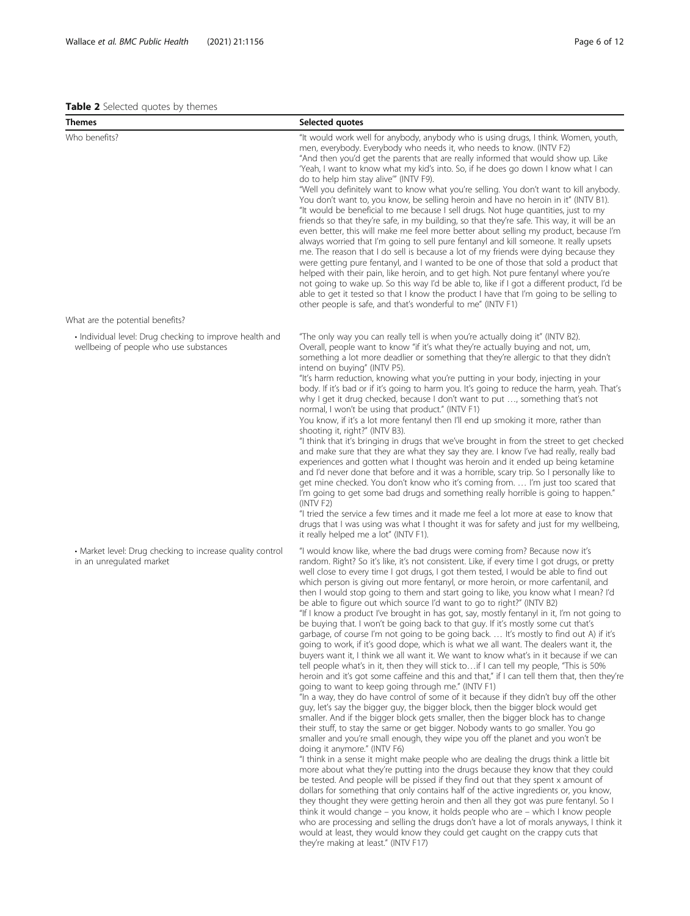**Table 2** Selected quotes by themes

| Themes | Selected quotes |
| --- | --- |
| Who benefits? | "It would work well for anybody, anybody who is using drugs, I think. Women, youth, men, everybody. Everybody who needs it, who needs to know. (INTV F2)<br>"And then you'd get the parents that are really informed that would show up. Like 'Yeah, I want to know what my kid's into. So, if he does go down I know what I can do to help him stay alive'" (INTV F9).<br>"Well you definitely want to know what you're selling. You don't want to kill anybody. You don't want to, you know, be selling heroin and have no heroin in it" (INTV B1).<br>"It would be beneficial to me because I sell drugs. Not huge quantities, just to my friends so that they're safe, in my building, so that they're safe. This way, it will be an even better, this will make me feel more better about selling my product, because I'm always worried that I'm going to sell pure fentanyl and kill someone. It really upsets me. The reason that I do sell is because a lot of my friends were dying because they were getting pure fentanyl, and I wanted to be one of those that sold a product that helped with their pain, like heroin, and to get high. Not pure fentanyl where you're not going to wake up. So this way I'd be able to, like if I got a different product, I'd be able to get it tested so that I know the product I have that I'm going to be selling to other people is safe, and that's wonderful to me" (INTV F1) |
| What are the potential benefits? | |
| • Individual level: Drug checking to improve health and wellbeing of people who use substances | "The only way you can really tell is when you're actually doing it" (INTV B2).<br>Overall, people want to know "if it's what they're actually buying and not, um, something a lot more deadlier or something that they're allergic to that they didn't intend on buying" (INTV P5).<br>"It's harm reduction, knowing what you're putting in your body, injecting in your body. If it's bad or if it's going to harm you. It's going to reduce the harm, yeah. That's why I get it drug checked, because I don't want to put …, something that's not normal, I won't be using that product." (INTV F1)<br>You know, if it's a lot more fentanyl then I'll end up smoking it more, rather than shooting it, right?" (INTV B3).<br>"I think that it's bringing in drugs that we've brought in from the street to get checked and make sure that they are what they say they are. I know I've had really, really bad experiences and gotten what I thought was heroin and it ended up being ketamine and I'd never done that before and it was a horrible, scary trip. So I personally like to get mine checked. You don't know who it's coming from. … I'm just too scared that I'm going to get some bad drugs and something really horrible is going to happen." (INTV F2)<br>"I tried the service a few times and it made me feel a lot more at ease to know that drugs that I was using was what I thought it was for safety and just for my wellbeing, it really helped me a lot" (INTV F1). |
| • Market level: Drug checking to increase quality control in an unregulated market | "I would know like, where the bad drugs were coming from? Because now it's random. Right? So it's like, it's not consistent. Like, if every time I got drugs, or pretty well close to every time I got drugs, I got them tested, I would be able to find out which person is giving out more fentanyl, or more heroin, or more carfentanil, and then I would stop going to them and start going to like, you know what I mean? I'd be able to figure out which source I'd want to go to right?" (INTV B2)<br>"If I know a product I've brought in has got, say, mostly fentanyl in it, I'm not going to be buying that. I won't be going back to that guy. If it's mostly some cut that's garbage, of course I'm not going to be going back. … It's mostly to find out A) if it's going to work, if it's good dope, which is what we all want. The dealers want it, the buyers want it, I think we all want it. We want to know what's in it because if we can tell people what's in it, then they will stick to…if I can tell my people, "This is 50% heroin and it's got some caffeine and this and that," if I can tell them that, then they're going to want to keep going through me." (INTV F1)<br>"In a way, they do have control of some of it because if they didn't buy off the other guy, let's say the bigger guy, the bigger block, then the bigger block would get smaller. And if the bigger block gets smaller, then the bigger block has to change their stuff, to stay the same or get bigger. Nobody wants to go smaller. You go smaller and you're small enough, they wipe you off the planet and you won't be doing it anymore." (INTV F6)<br>"I think in a sense it might make people who are dealing the drugs think a little bit more about what they're putting into the drugs because they know that they could be tested. And people will be pissed if they find out that they spent x amount of dollars for something that only contains half of the active ingredients or, you know, they thought they were getting heroin and then all they got was pure fentanyl. So I think it would change – you know, it holds people who are – which I know people who are processing and selling the drugs don't have a lot of morals anyways, I think it would at least, they would know they could get caught on the crappy cuts that they're making at least." (INTV F17) |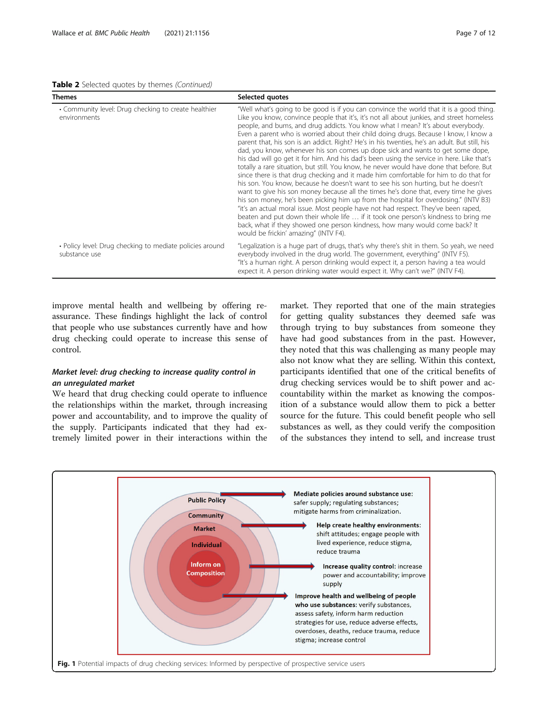**Table 2** Selected quotes by themes *(Continued)*

| Themes | Selected quotes |
| --- | --- |
| • Community level: Drug checking to create healthier environments | "Well what's going to be good is if you can convince the world that it is a good thing. Like you know, convince people that it's, it's not all about junkies, and street homeless people, and bums, and drug addicts. You know what I mean? It's about everybody. Even a parent who is worried about their child doing drugs. Because I know, I know a parent that, his son is an addict. Right? He's in his twenties, he's an adult. But still, his dad, you know, whenever his son comes up dope sick and wants to get some dope, his dad will go get it for him. And his dad's been using the service in here. Like that's totally a rare situation, but still. You know, he never would have done that before. But since there is that drug checking and it made him comfortable for him to do that for his son. You know, because he doesn't want to see his son hurting, but he doesn't want to give his son money because all the times he's done that, every time he gives his son money, he's been picking him up from the hospital for overdosing." (INTV B3) "it's an actual moral issue. Most people have not had respect. They've been raped, beaten and put down their whole life … if it took one person's kindness to bring me back, what if they showed one person kindness, how many would come back? It would be frickin' amazing" (INTV F4). |
| • Policy level: Drug checking to mediate policies around substance use | "Legalization is a huge part of drugs, that's why there's shit in them. So yeah, we need everybody involved in the drug world. The government, everything" (INTV F5). "It's a human right. A person drinking would expect it, a person having a tea would expect it. A person drinking water would expect it. Why can't we?" (INTV F4). |

improve mental health and wellbeing by offering reassurance. These findings highlight the lack of control that people who use substances currently have and how drug checking could operate to increase this sense of control.

### *Market level: drug checking to increase quality control in an unregulated market*

We heard that drug checking could operate to influence the relationships within the market, through increasing power and accountability, and to improve the quality of the supply. Participants indicated that they had extremely limited power in their interactions within the market. They reported that one of the main strategies for getting quality substances they deemed safe was through trying to buy substances from someone they have had good substances from in the past. However, they noted that this was challenging as many people may also not know what they are selling. Within this context, participants identified that one of the critical benefits of drug checking services would be to shift power and accountability within the market as knowing the composition of a substance would allow them to pick a better source for the future. This could benefit people who sell substances as well, as they could verify the composition of the substances they intend to sell, and increase trust

**Fig. 1** Potential impacts of drug checking services: Informed by perspective of prospective service users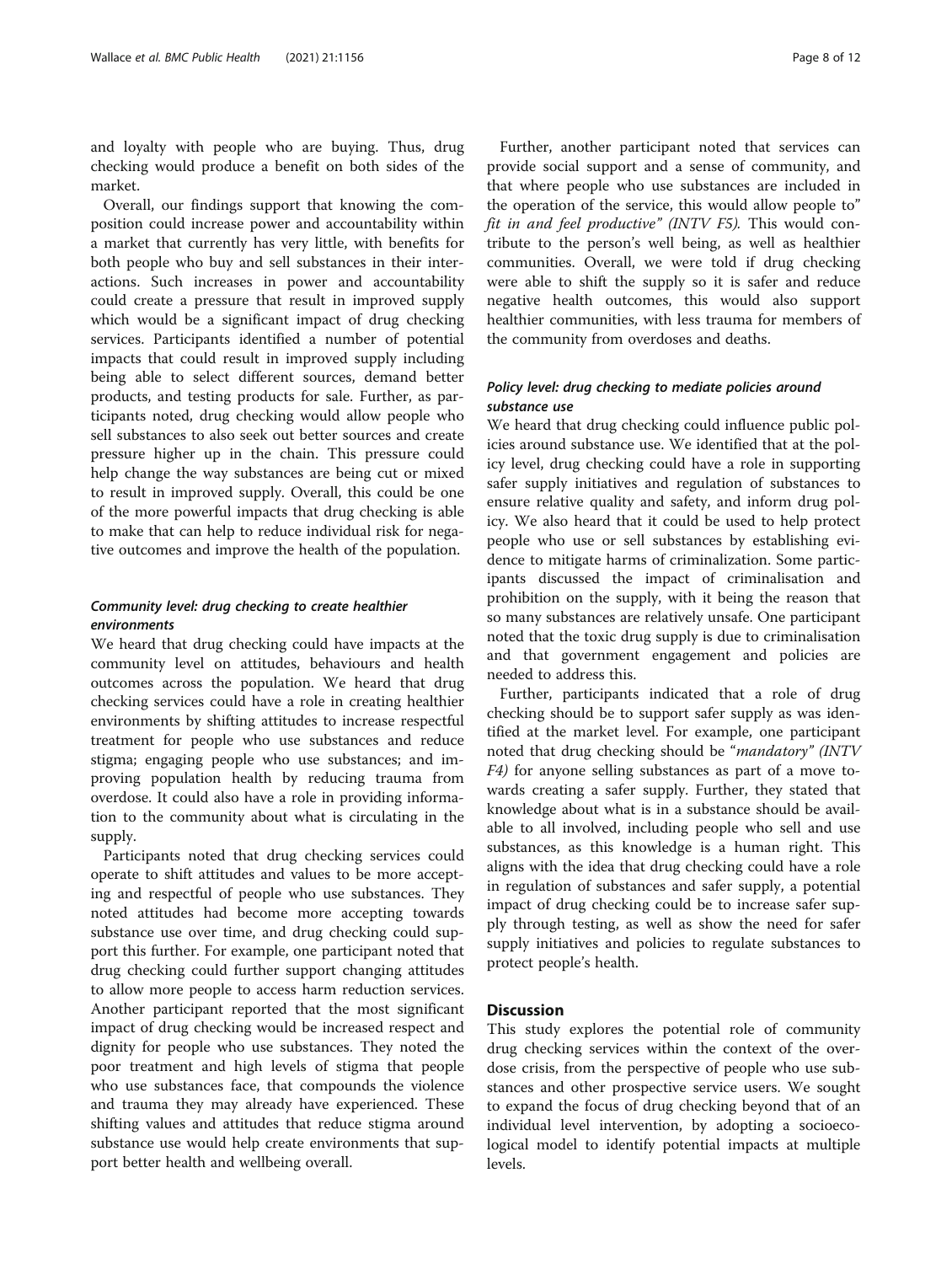and loyalty with people who are buying. Thus, drug checking would produce a benefit on both sides of the market.

Overall, our findings support that knowing the composition could increase power and accountability within a market that currently has very little, with benefits for both people who buy and sell substances in their interactions. Such increases in power and accountability could create a pressure that result in improved supply which would be a significant impact of drug checking services. Participants identified a number of potential impacts that could result in improved supply including being able to select different sources, demand better products, and testing products for sale. Further, as participants noted, drug checking would allow people who sell substances to also seek out better sources and create pressure higher up in the chain. This pressure could help change the way substances are being cut or mixed to result in improved supply. Overall, this could be one of the more powerful impacts that drug checking is able to make that can help to reduce individual risk for negative outcomes and improve the health of the population.

### *Community level: drug checking to create healthier environments*

We heard that drug checking could have impacts at the community level on attitudes, behaviours and health outcomes across the population. We heard that drug checking services could have a role in creating healthier environments by shifting attitudes to increase respectful treatment for people who use substances and reduce stigma; engaging people who use substances; and improving population health by reducing trauma from overdose. It could also have a role in providing information to the community about what is circulating in the supply.

Participants noted that drug checking services could operate to shift attitudes and values to be more accepting and respectful of people who use substances. They noted attitudes had become more accepting towards substance use over time, and drug checking could support this further. For example, one participant noted that drug checking could further support changing attitudes to allow more people to access harm reduction services. Another participant reported that the most significant impact of drug checking would be increased respect and dignity for people who use substances. They noted the poor treatment and high levels of stigma that people who use substances face, that compounds the violence and trauma they may already have experienced. These shifting values and attitudes that reduce stigma around substance use would help create environments that support better health and wellbeing overall.

Further, another participant noted that services can provide social support and a sense of community, and that where people who use substances are included in the operation of the service, this would allow people to" *fit in and feel productive" (INTV F5).* This would contribute to the person's well being, as well as healthier communities. Overall, we were told if drug checking were able to shift the supply so it is safer and reduce negative health outcomes, this would also support healthier communities, with less trauma for members of the community from overdoses and deaths.

### *Policy level: drug checking to mediate policies around substance use*

We heard that drug checking could influence public policies around substance use. We identified that at the policy level, drug checking could have a role in supporting safer supply initiatives and regulation of substances to ensure relative quality and safety, and inform drug policy. We also heard that it could be used to help protect people who use or sell substances by establishing evidence to mitigate harms of criminalization. Some participants discussed the impact of criminalisation and prohibition on the supply, with it being the reason that so many substances are relatively unsafe. One participant noted that the toxic drug supply is due to criminalisation and that government engagement and policies are needed to address this.

Further, participants indicated that a role of drug checking should be to support safer supply as was identified at the market level. For example, one participant noted that drug checking should be "*mandatory" (INTV F4)* for anyone selling substances as part of a move towards creating a safer supply. Further, they stated that knowledge about what is in a substance should be available to all involved, including people who sell and use substances, as this knowledge is a human right. This aligns with the idea that drug checking could have a role in regulation of substances and safer supply, a potential impact of drug checking could be to increase safer supply through testing, as well as show the need for safer supply initiatives and policies to regulate substances to protect people's health.

## Discussion

This study explores the potential role of community drug checking services within the context of the overdose crisis, from the perspective of people who use substances and other prospective service users. We sought to expand the focus of drug checking beyond that of an individual level intervention, by adopting a socioecological model to identify potential impacts at multiple levels.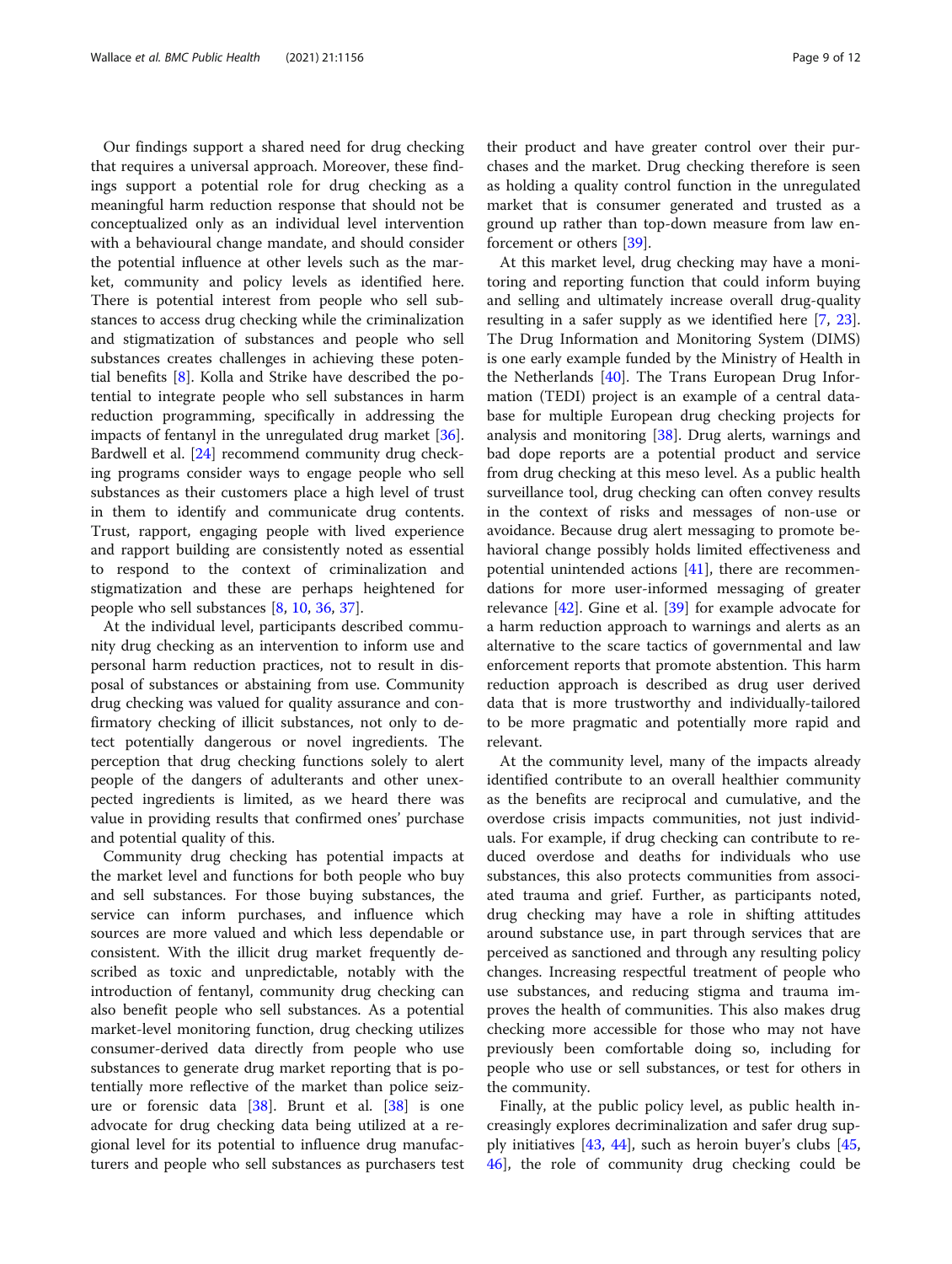Our findings support a shared need for drug checking that requires a universal approach. Moreover, these findings support a potential role for drug checking as a meaningful harm reduction response that should not be conceptualized only as an individual level intervention with a behavioural change mandate, and should consider the potential influence at other levels such as the market, community and policy levels as identified here. There is potential interest from people who sell substances to access drug checking while the criminalization and stigmatization of substances and people who sell substances creates challenges in achieving these potential benefits [8]. Kolla and Strike have described the potential to integrate people who sell substances in harm reduction programming, specifically in addressing the impacts of fentanyl in the unregulated drug market [36]. Bardwell et al. [24] recommend community drug checking programs consider ways to engage people who sell substances as their customers place a high level of trust in them to identify and communicate drug contents. Trust, rapport, engaging people with lived experience and rapport building are consistently noted as essential to respond to the context of criminalization and stigmatization and these are perhaps heightened for people who sell substances [8, 10, 36, 37].

At the individual level, participants described community drug checking as an intervention to inform use and personal harm reduction practices, not to result in disposal of substances or abstaining from use. Community drug checking was valued for quality assurance and confirmatory checking of illicit substances, not only to detect potentially dangerous or novel ingredients. The perception that drug checking functions solely to alert people of the dangers of adulterants and other unexpected ingredients is limited, as we heard there was value in providing results that confirmed ones' purchase and potential quality of this.

Community drug checking has potential impacts at the market level and functions for both people who buy and sell substances. For those buying substances, the service can inform purchases, and influence which sources are more valued and which less dependable or consistent. With the illicit drug market frequently described as toxic and unpredictable, notably with the introduction of fentanyl, community drug checking can also benefit people who sell substances. As a potential market-level monitoring function, drug checking utilizes consumer-derived data directly from people who use substances to generate drug market reporting that is potentially more reflective of the market than police seizure or forensic data [38]. Brunt et al. [38] is one advocate for drug checking data being utilized at a regional level for its potential to influence drug manufacturers and people who sell substances as purchasers test their product and have greater control over their purchases and the market. Drug checking therefore is seen as holding a quality control function in the unregulated market that is consumer generated and trusted as a ground up rather than top-down measure from law enforcement or others [39].

At this market level, drug checking may have a monitoring and reporting function that could inform buying and selling and ultimately increase overall drug-quality resulting in a safer supply as we identified here [7, 23]. The Drug Information and Monitoring System (DIMS) is one early example funded by the Ministry of Health in the Netherlands [40]. The Trans European Drug Information (TEDI) project is an example of a central database for multiple European drug checking projects for analysis and monitoring [38]. Drug alerts, warnings and bad dope reports are a potential product and service from drug checking at this meso level. As a public health surveillance tool, drug checking can often convey results in the context of risks and messages of non-use or avoidance. Because drug alert messaging to promote behavioral change possibly holds limited effectiveness and potential unintended actions [41], there are recommendations for more user-informed messaging of greater relevance [42]. Gine et al. [39] for example advocate for a harm reduction approach to warnings and alerts as an alternative to the scare tactics of governmental and law enforcement reports that promote abstention. This harm reduction approach is described as drug user derived data that is more trustworthy and individually-tailored to be more pragmatic and potentially more rapid and relevant.

At the community level, many of the impacts already identified contribute to an overall healthier community as the benefits are reciprocal and cumulative, and the overdose crisis impacts communities, not just individuals. For example, if drug checking can contribute to reduced overdose and deaths for individuals who use substances, this also protects communities from associated trauma and grief. Further, as participants noted, drug checking may have a role in shifting attitudes around substance use, in part through services that are perceived as sanctioned and through any resulting policy changes. Increasing respectful treatment of people who use substances, and reducing stigma and trauma improves the health of communities. This also makes drug checking more accessible for those who may not have previously been comfortable doing so, including for people who use or sell substances, or test for others in the community.

Finally, at the public policy level, as public health increasingly explores decriminalization and safer drug supply initiatives [43, 44], such as heroin buyer's clubs [45, 46], the role of community drug checking could be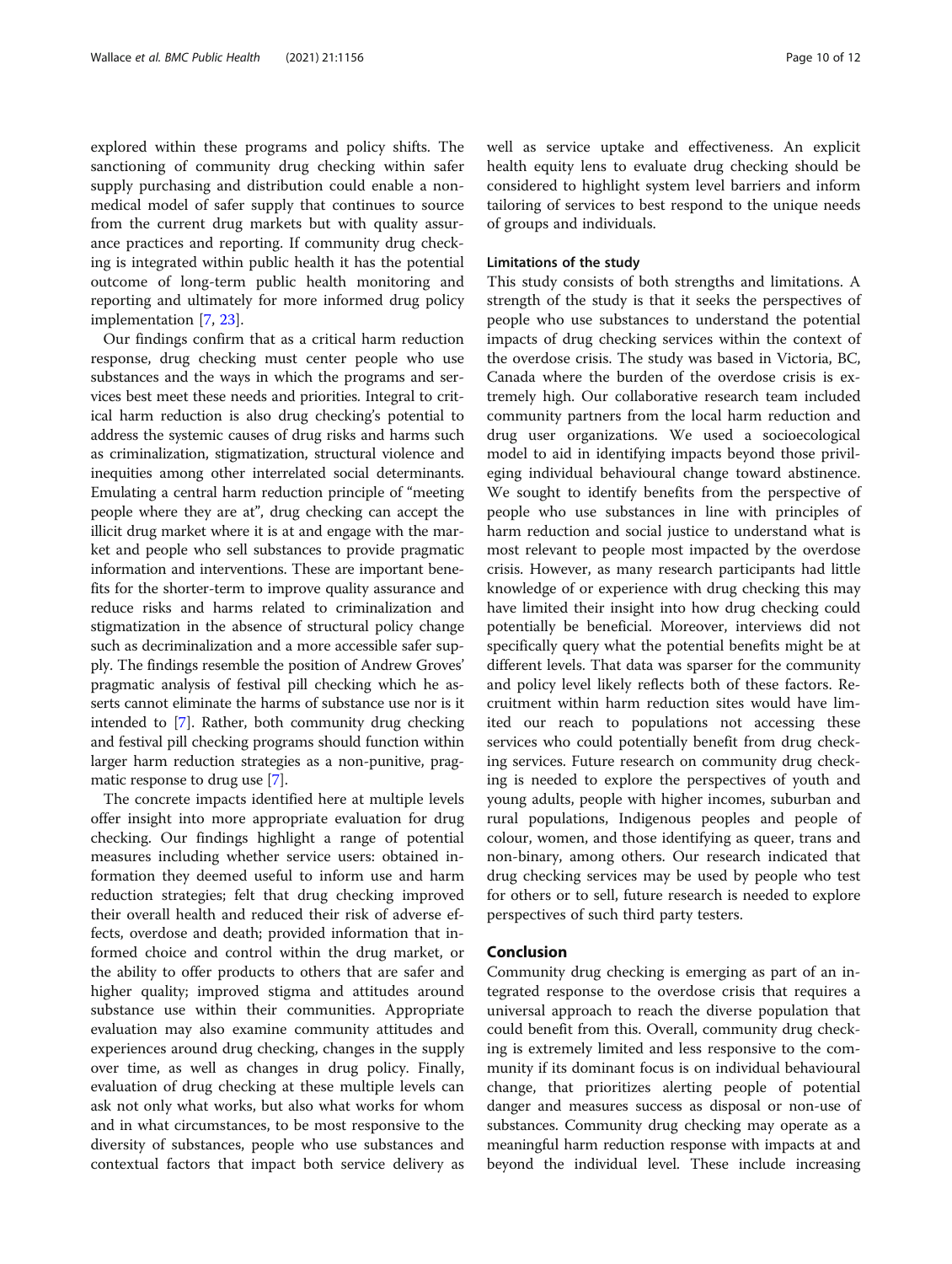explored within these programs and policy shifts. The sanctioning of community drug checking within safer supply purchasing and distribution could enable a non-medical model of safer supply that continues to source from the current drug markets but with quality assurance practices and reporting. If community drug checking is integrated within public health it has the potential outcome of long-term public health monitoring and reporting and ultimately for more informed drug policy implementation [7, 23].

Our findings confirm that as a critical harm reduction response, drug checking must center people who use substances and the ways in which the programs and services best meet these needs and priorities. Integral to critical harm reduction is also drug checking's potential to address the systemic causes of drug risks and harms such as criminalization, stigmatization, structural violence and inequities among other interrelated social determinants. Emulating a central harm reduction principle of "meeting people where they are at", drug checking can accept the illicit drug market where it is at and engage with the market and people who sell substances to provide pragmatic information and interventions. These are important benefits for the shorter-term to improve quality assurance and reduce risks and harms related to criminalization and stigmatization in the absence of structural policy change such as decriminalization and a more accessible safer supply. The findings resemble the position of Andrew Groves' pragmatic analysis of festival pill checking which he asserts cannot eliminate the harms of substance use nor is it intended to [7]. Rather, both community drug checking and festival pill checking programs should function within larger harm reduction strategies as a non-punitive, pragmatic response to drug use [7].

The concrete impacts identified here at multiple levels offer insight into more appropriate evaluation for drug checking. Our findings highlight a range of potential measures including whether service users: obtained information they deemed useful to inform use and harm reduction strategies; felt that drug checking improved their overall health and reduced their risk of adverse effects, overdose and death; provided information that informed choice and control within the drug market, or the ability to offer products to others that are safer and higher quality; improved stigma and attitudes around substance use within their communities. Appropriate evaluation may also examine community attitudes and experiences around drug checking, changes in the supply over time, as well as changes in drug policy. Finally, evaluation of drug checking at these multiple levels can ask not only what works, but also what works for whom and in what circumstances, to be most responsive to the diversity of substances, people who use substances and contextual factors that impact both service delivery as well as service uptake and effectiveness. An explicit health equity lens to evaluate drug checking should be considered to highlight system level barriers and inform tailoring of services to best respond to the unique needs of groups and individuals.

### Limitations of the study

This study consists of both strengths and limitations. A strength of the study is that it seeks the perspectives of people who use substances to understand the potential impacts of drug checking services within the context of the overdose crisis. The study was based in Victoria, BC, Canada where the burden of the overdose crisis is extremely high. Our collaborative research team included community partners from the local harm reduction and drug user organizations. We used a socioecological model to aid in identifying impacts beyond those privileging individual behavioural change toward abstinence. We sought to identify benefits from the perspective of people who use substances in line with principles of harm reduction and social justice to understand what is most relevant to people most impacted by the overdose crisis. However, as many research participants had little knowledge of or experience with drug checking this may have limited their insight into how drug checking could potentially be beneficial. Moreover, interviews did not specifically query what the potential benefits might be at different levels. That data was sparser for the community and policy level likely reflects both of these factors. Recruitment within harm reduction sites would have limited our reach to populations not accessing these services who could potentially benefit from drug checking services. Future research on community drug checking is needed to explore the perspectives of youth and young adults, people with higher incomes, suburban and rural populations, Indigenous peoples and people of colour, women, and those identifying as queer, trans and non-binary, among others. Our research indicated that drug checking services may be used by people who test for others or to sell, future research is needed to explore perspectives of such third party testers.

## Conclusion

Community drug checking is emerging as part of an integrated response to the overdose crisis that requires a universal approach to reach the diverse population that could benefit from this. Overall, community drug checking is extremely limited and less responsive to the community if its dominant focus is on individual behavioural change, that prioritizes alerting people of potential danger and measures success as disposal or non-use of substances. Community drug checking may operate as a meaningful harm reduction response with impacts at and beyond the individual level. These include increasing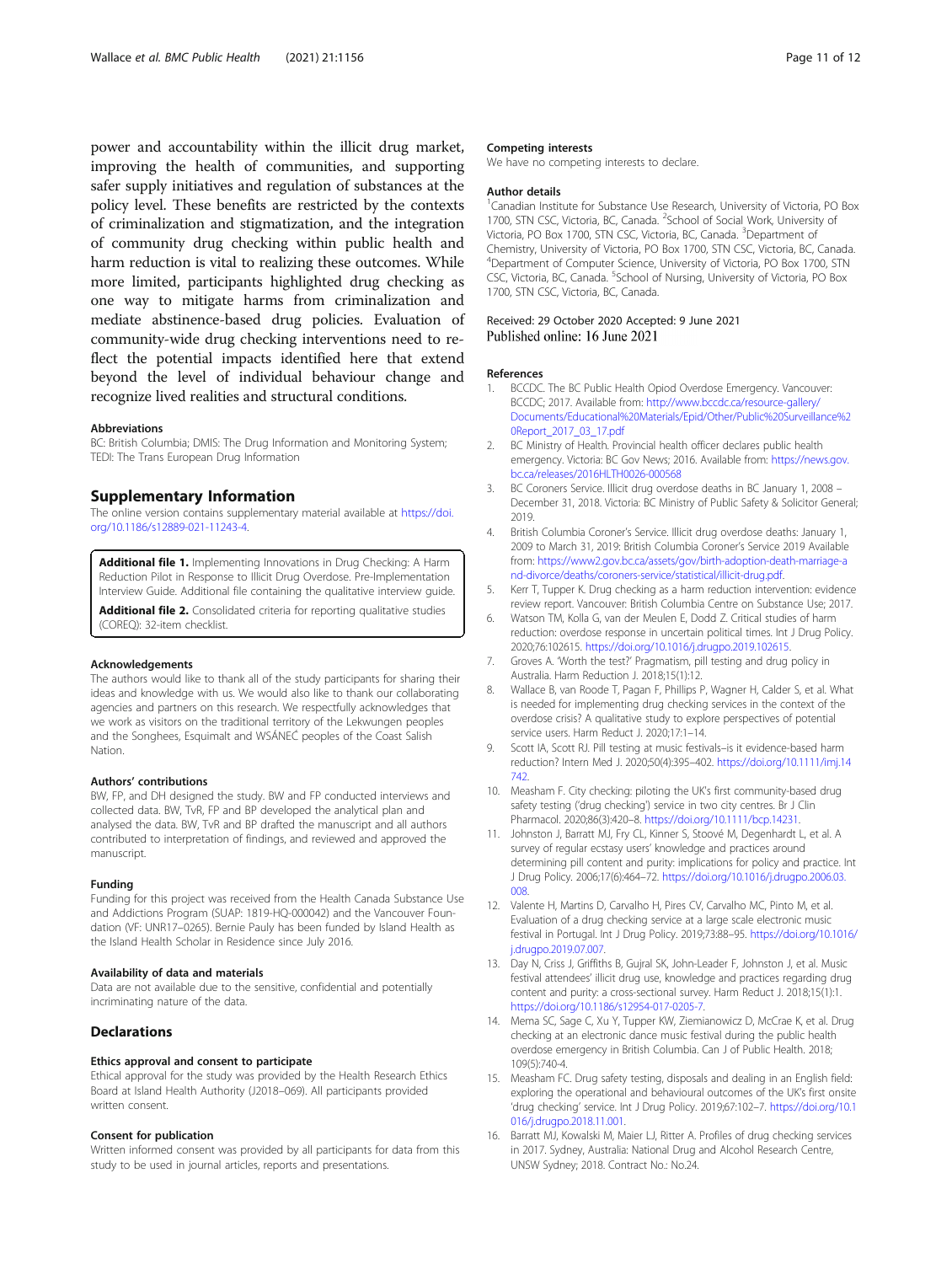power and accountability within the illicit drug market, improving the health of communities, and supporting safer supply initiatives and regulation of substances at the policy level. These benefits are restricted by the contexts of criminalization and stigmatization, and the integration of community drug checking within public health and harm reduction is vital to realizing these outcomes. While more limited, participants highlighted drug checking as one way to mitigate harms from criminalization and mediate abstinence-based drug policies. Evaluation of community-wide drug checking interventions need to reflect the potential impacts identified here that extend beyond the level of individual behaviour change and recognize lived realities and structural conditions.

#### Abbreviations

BC: British Columbia; DMIS: The Drug Information and Monitoring System; TEDI: The Trans European Drug Information

## Supplementary Information

The online version contains supplementary material available at https://doi.org/10.1186/s12889-021-11243-4.

**Additional file 1.** Implementing Innovations in Drug Checking: A Harm Reduction Pilot in Response to Illicit Drug Overdose. Pre-Implementation Interview Guide. Additional file containing the qualitative interview guide.

**Additional file 2.** Consolidated criteria for reporting qualitative studies (COREQ): 32-item checklist.

#### Acknowledgements

The authors would like to thank all of the study participants for sharing their ideas and knowledge with us. We would also like to thank our collaborating agencies and partners on this research. We respectfully acknowledges that we work as visitors on the traditional territory of the Lekwungen peoples and the Songhees, Esquimalt and WSÁNEĆ peoples of the Coast Salish Nation.

#### Authors' contributions

BW, FP, and DH designed the study. BW and FP conducted interviews and collected data. BW, TvR, FP and BP developed the analytical plan and analysed the data. BW, TvR and BP drafted the manuscript and all authors contributed to interpretation of findings, and reviewed and approved the manuscript.

#### Funding

Funding for this project was received from the Health Canada Substance Use and Addictions Program (SUAP: 1819-HQ-000042) and the Vancouver Foundation (VF: UNR17–0265). Bernie Pauly has been funded by Island Health as the Island Health Scholar in Residence since July 2016.

#### Availability of data and materials

Data are not available due to the sensitive, confidential and potentially incriminating nature of the data.

## Declarations

#### Ethics approval and consent to participate

Ethical approval for the study was provided by the Health Research Ethics Board at Island Health Authority (J2018–069). All participants provided written consent.

#### Consent for publication

Written informed consent was provided by all participants for data from this study to be used in journal articles, reports and presentations.

#### Competing interests

We have no competing interests to declare.

#### Author details

[1]Canadian Institute for Substance Use Research, University of Victoria, PO Box 1700, STN CSC, Victoria, BC, Canada. [2]School of Social Work, University of Victoria, PO Box 1700, STN CSC, Victoria, BC, Canada. [3]Department of Chemistry, University of Victoria, PO Box 1700, STN CSC, Victoria, BC, Canada. [4]Department of Computer Science, University of Victoria, PO Box 1700, STN CSC, Victoria, BC, Canada. [5]School of Nursing, University of Victoria, PO Box 1700, STN CSC, Victoria, BC, Canada.

Received: 29 October 2020 Accepted: 9 June 2021
Published online: 16 June 2021

#### References

1. BCCDC. The BC Public Health Opioid Overdose Emergency. Vancouver: BCCDC; 2017. Available from: http://www.bccdc.ca/resource-gallery/Documents/Educational%20Materials/Epid/Other/Public%20Surveillance%20Report_2017_03_17.pdf
2. BC Ministry of Health. Provincial health officer declares public health emergency. Victoria: BC Gov News; 2016. Available from: https://news.gov.bc.ca/releases/2016HLTH0026-000568
3. BC Coroners Service. Illicit drug overdose deaths in BC January 1, 2008 – December 31, 2018. Victoria: BC Ministry of Public Safety & Solicitor General; 2019.
4. British Columbia Coroner's Service. Illicit drug overdose deaths: January 1, 2009 to March 31, 2019: British Columbia Coroner's Service 2019 Available from: https://www2.gov.bc.ca/assets/gov/birth-adoption-death-marriage-and-divorce/deaths/coroners-service/statistical/illicit-drug.pdf.
5. Kerr T, Tupper K. Drug checking as a harm reduction intervention: evidence review report. Vancouver: British Columbia Centre on Substance Use; 2017.
6. Watson TM, Kolla G, van der Meulen E, Dodd Z. Critical studies of harm reduction: overdose response in uncertain political times. Int J Drug Policy. 2020;76:102615. https://doi.org/10.1016/j.drugpo.2019.102615.
7. Groves A. 'Worth the test?' Pragmatism, pill testing and drug policy in Australia. Harm Reduction J. 2018;15(1):12.
8. Wallace B, van Roode T, Pagan F, Phillips P, Wagner H, Calder S, et al. What is needed for implementing drug checking services in the context of the overdose crisis? A qualitative study to explore perspectives of potential service users. Harm Reduct J. 2020;17:1–14.
9. Scott IA, Scott RJ. Pill testing at music festivals–is it evidence-based harm reduction? Intern Med J. 2020;50(4):395–402. https://doi.org/10.1111/imj.14742.
10. Measham F. City checking: piloting the UK's first community-based drug safety testing ('drug checking') service in two city centres. Br J Clin Pharmacol. 2020;86(3):420–8. https://doi.org/10.1111/bcp.14231.
11. Johnston J, Barratt MJ, Fry CL, Kinner S, Stoové M, Degenhardt L, et al. A survey of regular ecstasy users' knowledge and practices around determining pill content and purity: implications for policy and practice. Int J Drug Policy. 2006;17(6):464–72. https://doi.org/10.1016/j.drugpo.2006.03.008.
12. Valente H, Martins D, Carvalho H, Pires CV, Carvalho MC, Pinto M, et al. Evaluation of a drug checking service at a large scale electronic music festival in Portugal. Int J Drug Policy. 2019;73:88–95. https://doi.org/10.1016/j.drugpo.2019.07.007.
13. Day N, Criss J, Griffiths B, Gujral SK, John-Leader F, Johnston J, et al. Music festival attendees' illicit drug use, knowledge and practices regarding drug content and purity: a cross-sectional survey. Harm Reduct J. 2018;15(1):1. https://doi.org/10.1186/s12954-017-0205-7.
14. Mema SC, Sage C, Xu Y, Tupper KW, Ziemianowicz D, McCrae K, et al. Drug checking at an electronic dance music festival during the public health overdose emergency in British Columbia. Can J of Public Health. 2018;109(5):740-4.
15. Measham FC. Drug safety testing, disposals and dealing in an English field: exploring the operational and behavioural outcomes of the UK's first onsite 'drug checking' service. Int J Drug Policy. 2019;67:102–7. https://doi.org/10.1016/j.drugpo.2018.11.001.
16. Barratt MJ, Kowalski M, Maier LJ, Ritter A. Profiles of drug checking services in 2017. Sydney, Australia: National Drug and Alcohol Research Centre, UNSW Sydney; 2018. Contract No.: No.24.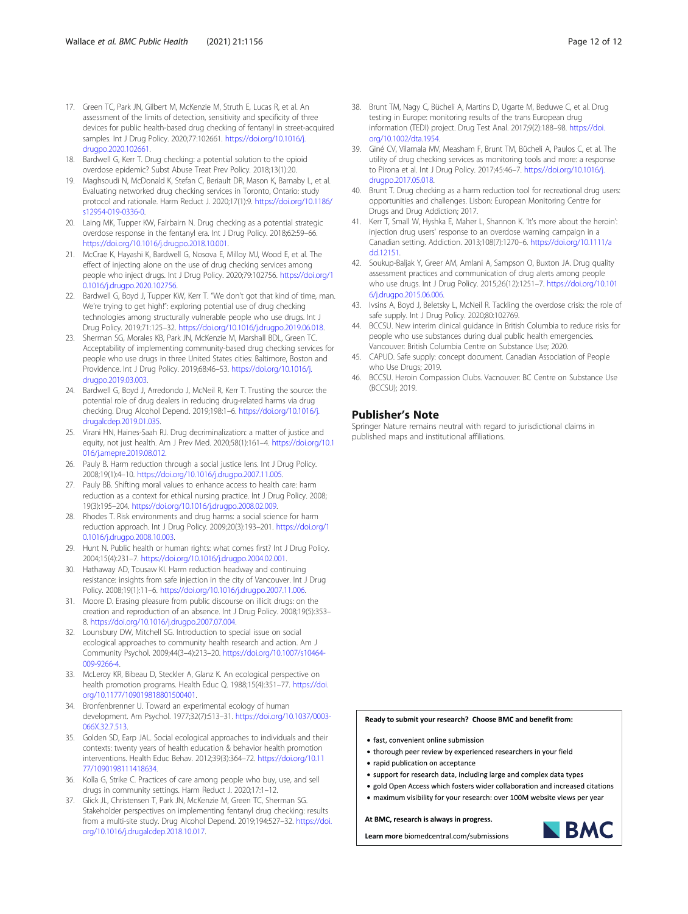17. Green TC, Park JN, Gilbert M, McKenzie M, Struth E, Lucas R, et al. An assessment of the limits of detection, sensitivity and specificity of three devices for public health-based drug checking of fentanyl in street-acquired samples. Int J Drug Policy. 2020;77:102661. https://doi.org/10.1016/j.drugpo.2020.102661.
18. Bardwell G, Kerr T. Drug checking: a potential solution to the opioid overdose epidemic? Subst Abuse Treat Prev Policy. 2018;13(1):20.
19. Maghsoudi N, McDonald K, Stefan C, Beriault DR, Mason K, Barnaby L, et al. Evaluating networked drug checking services in Toronto, Ontario: study protocol and rationale. Harm Reduct J. 2020;17(1):9. https://doi.org/10.1186/s12954-019-0336-0.
20. Laing MK, Tupper KW, Fairbairn N. Drug checking as a potential strategic overdose response in the fentanyl era. Int J Drug Policy. 2018;62:59–66. https://doi.org/10.1016/j.drugpo.2018.10.001.
21. McCrae K, Hayashi K, Bardwell G, Nosova E, Milloy MJ, Wood E, et al. The effect of injecting alone on the use of drug checking services among people who inject drugs. Int J Drug Policy. 2020;79:102756. https://doi.org/10.1016/j.drugpo.2020.102756.
22. Bardwell G, Boyd J, Tupper KW, Kerr T. "We don't got that kind of time, man. We're trying to get high!": exploring potential use of drug checking technologies among structurally vulnerable people who use drugs. Int J Drug Policy. 2019;71:125–32. https://doi.org/10.1016/j.drugpo.2019.06.018.
23. Sherman SG, Morales KB, Park JN, McKenzie M, Marshall BDL, Green TC. Acceptability of implementing community-based drug checking services for people who use drugs in three United States cities: Baltimore, Boston and Providence. Int J Drug Policy. 2019;68:46–53. https://doi.org/10.1016/j.drugpo.2019.03.003.
24. Bardwell G, Boyd J, Arredondo J, McNeil R, Kerr T. Trusting the source: the potential role of drug dealers in reducing drug-related harms via drug checking. Drug Alcohol Depend. 2019;198:1–6. https://doi.org/10.1016/j.drugalcdep.2019.01.035.
25. Virani HN, Haines-Saah RJ. Drug decriminalization: a matter of justice and equity, not just health. Am J Prev Med. 2020;58(1):161–4. https://doi.org/10.1016/j.amepre.2019.08.012.
26. Pauly B. Harm reduction through a social justice lens. Int J Drug Policy. 2008;19(1):4–10. https://doi.org/10.1016/j.drugpo.2007.11.005.
27. Pauly BB. Shifting moral values to enhance access to health care: harm reduction as a context for ethical nursing practice. Int J Drug Policy. 2008; 19(3):195–204. https://doi.org/10.1016/j.drugpo.2008.02.009.
28. Rhodes T. Risk environments and drug harms: a social science for harm reduction approach. Int J Drug Policy. 2009;20(3):193–201. https://doi.org/10.1016/j.drugpo.2008.10.003.
29. Hunt N. Public health or human rights: what comes first? Int J Drug Policy. 2004;15(4):231–7. https://doi.org/10.1016/j.drugpo.2004.02.001.
30. Hathaway AD, Tousaw KI. Harm reduction headway and continuing resistance: insights from safe injection in the city of Vancouver. Int J Drug Policy. 2008;19(1):11–6. https://doi.org/10.1016/j.drugpo.2007.11.006.
31. Moore D. Erasing pleasure from public discourse on illicit drugs: on the creation and reproduction of an absence. Int J Drug Policy. 2008;19(5):353–8. https://doi.org/10.1016/j.drugpo.2007.07.004.
32. Lounsbury DW, Mitchell SG. Introduction to special issue on social ecological approaches to community health research and action. Am J Community Psychol. 2009;44(3–4):213–20. https://doi.org/10.1007/s10464-009-9266-4.
33. McLeroy KR, Bibeau D, Steckler A, Glanz K. An ecological perspective on health promotion programs. Health Educ Q. 1988;15(4):351–77. https://doi.org/10.1177/109019818801500401.
34. Bronfenbrenner U. Toward an experimental ecology of human development. Am Psychol. 1977;32(7):513–31. https://doi.org/10.1037/0003-066X.32.7.513.
35. Golden SD, Earp JAL. Social ecological approaches to individuals and their contexts: twenty years of health education & behavior health promotion interventions. Health Educ Behav. 2012;39(3):364–72. https://doi.org/10.1177/1090198111418634.
36. Kolla G, Strike C. Practices of care among people who buy, use, and sell drugs in community settings. Harm Reduct J. 2020;17:1–12.
37. Glick JL, Christensen T, Park JN, McKenzie M, Green TC, Sherman SG. Stakeholder perspectives on implementing fentanyl drug checking: results from a multi-site study. Drug Alcohol Depend. 2019;194:527–32. https://doi.org/10.1016/j.drugalcdep.2018.10.017.
38. Brunt TM, Nagy C, Bücheli A, Martins D, Ugarte M, Beduwe C, et al. Drug testing in Europe: monitoring results of the trans European drug information (TEDI) project. Drug Test Anal. 2017;9(2):188–98. https://doi.org/10.1002/dta.1954.
39. Giné CV, Vilamala MV, Measham F, Brunt TM, Bücheli A, Paulos C, et al. The utility of drug checking services as monitoring tools and more: a response to Pirona et al. Int J Drug Policy. 2017;45:46–7. https://doi.org/10.1016/j.drugpo.2017.05.018.
40. Brunt T. Drug checking as a harm reduction tool for recreational drug users: opportunities and challenges. Lisbon: European Monitoring Centre for Drugs and Drug Addiction; 2017.
41. Kerr T, Small W, Hyshka E, Maher L, Shannon K. 'It's more about the heroin': injection drug users' response to an overdose warning campaign in a Canadian setting. Addiction. 2013;108(7):1270–6. https://doi.org/10.1111/add.12151.
42. Soukup-Baljak Y, Greer AM, Amlani A, Sampson O, Buxton JA. Drug quality assessment practices and communication of drug alerts among people who use drugs. Int J Drug Policy. 2015;26(12):1251–7. https://doi.org/10.1016/j.drugpo.2015.06.006.
43. Ivsins A, Boyd J, Beletsky L, McNeil R. Tackling the overdose crisis: the role of safe supply. Int J Drug Policy. 2020;80:102769.
44. BCCSU. New interim clinical guidance in British Columbia to reduce risks for people who use substances during dual public health emergencies. Vancouver: British Columbia Centre on Substance Use; 2020.
45. CAPUD. Safe supply: concept document. Canadian Association of People who Use Drugs; 2019.
46. BCCSU. Heroin Compassion Clubs. Vacnouver: BC Centre on Substance Use (BCCSU); 2019.

## Publisher's Note

Springer Nature remains neutral with regard to jurisdictional claims in published maps and institutional affiliations.